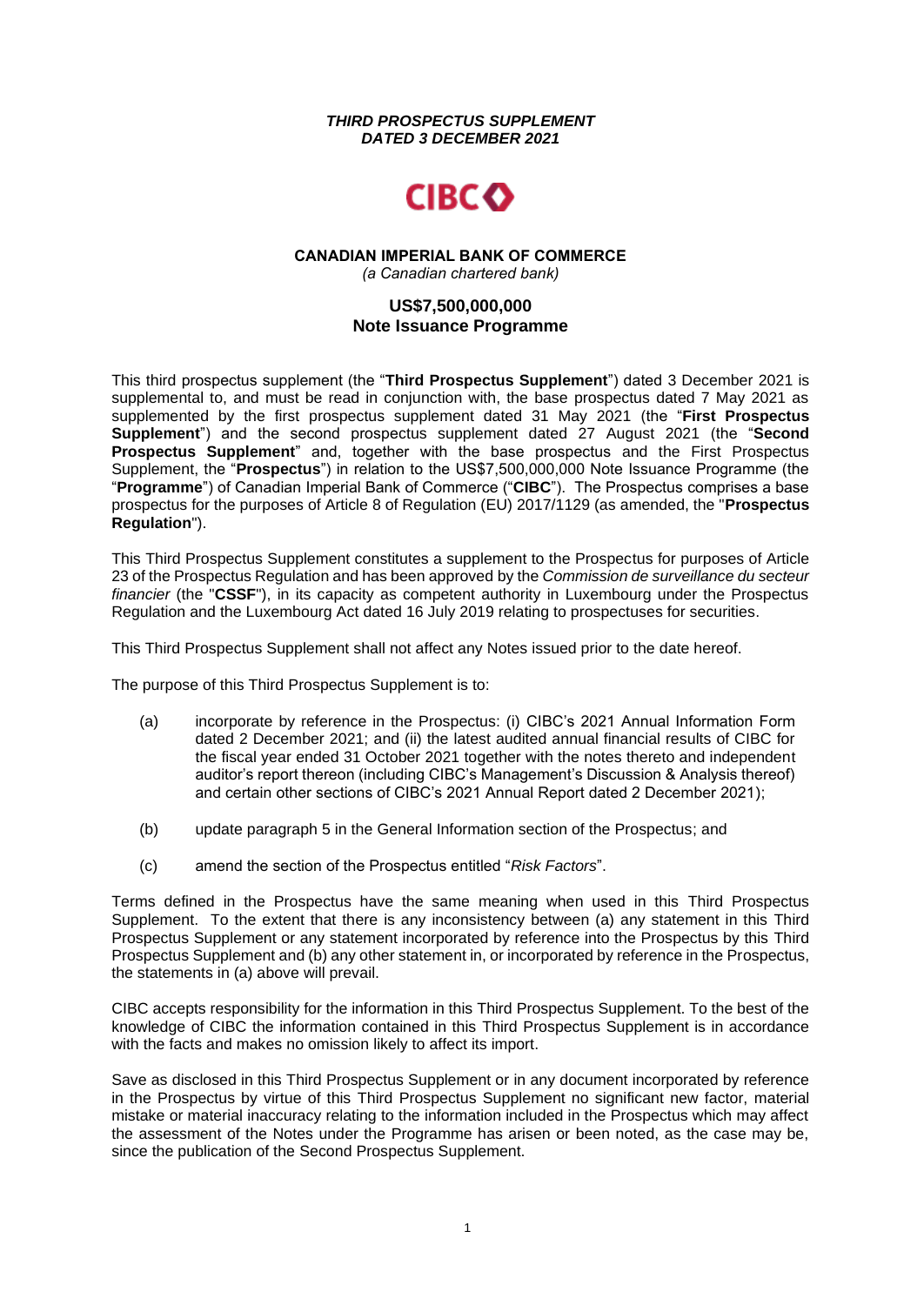***THIRD PROSPECTUS SUPPLEMENT***
***DATED 3 DECEMBER 2021***

CIBC

**CANADIAN IMPERIAL BANK OF COMMERCE**
*(a Canadian chartered bank)*

**US$7,500,000,000**
**Note Issuance Programme**

This third prospectus supplement (the "**Third Prospectus Supplement**") dated 3 December 2021 is supplemental to, and must be read in conjunction with, the base prospectus dated 7 May 2021 as supplemented by the first prospectus supplement dated 31 May 2021 (the "**First Prospectus Supplement**") and the second prospectus supplement dated 27 August 2021 (the "**Second Prospectus Supplement**" and, together with the base prospectus and the First Prospectus Supplement, the "**Prospectus**") in relation to the US$7,500,000,000 Note Issuance Programme (the "**Programme**") of Canadian Imperial Bank of Commerce ("**CIBC**"). The Prospectus comprises a base prospectus for the purposes of Article 8 of Regulation (EU) 2017/1129 (as amended, the "**Prospectus Regulation**").

This Third Prospectus Supplement constitutes a supplement to the Prospectus for purposes of Article 23 of the Prospectus Regulation and has been approved by the *Commission de surveillance du secteur financier* (the "**CSSF**"), in its capacity as competent authority in Luxembourg under the Prospectus Regulation and the Luxembourg Act dated 16 July 2019 relating to prospectuses for securities.

This Third Prospectus Supplement shall not affect any Notes issued prior to the date hereof.

The purpose of this Third Prospectus Supplement is to:

(a) incorporate by reference in the Prospectus: (i) CIBC's 2021 Annual Information Form dated 2 December 2021; and (ii) the latest audited annual financial results of CIBC for the fiscal year ended 31 October 2021 together with the notes thereto and independent auditor's report thereon (including CIBC's Management's Discussion & Analysis thereof) and certain other sections of CIBC's 2021 Annual Report dated 2 December 2021);

(b) update paragraph 5 in the General Information section of the Prospectus; and

(c) amend the section of the Prospectus entitled "*Risk Factors*".

Terms defined in the Prospectus have the same meaning when used in this Third Prospectus Supplement. To the extent that there is any inconsistency between (a) any statement in this Third Prospectus Supplement or any statement incorporated by reference into the Prospectus by this Third Prospectus Supplement and (b) any other statement in, or incorporated by reference in the Prospectus, the statements in (a) above will prevail.

CIBC accepts responsibility for the information in this Third Prospectus Supplement. To the best of the knowledge of CIBC the information contained in this Third Prospectus Supplement is in accordance with the facts and makes no omission likely to affect its import.

Save as disclosed in this Third Prospectus Supplement or in any document incorporated by reference in the Prospectus by virtue of this Third Prospectus Supplement no significant new factor, material mistake or material inaccuracy relating to the information included in the Prospectus which may affect the assessment of the Notes under the Programme has arisen or been noted, as the case may be, since the publication of the Second Prospectus Supplement.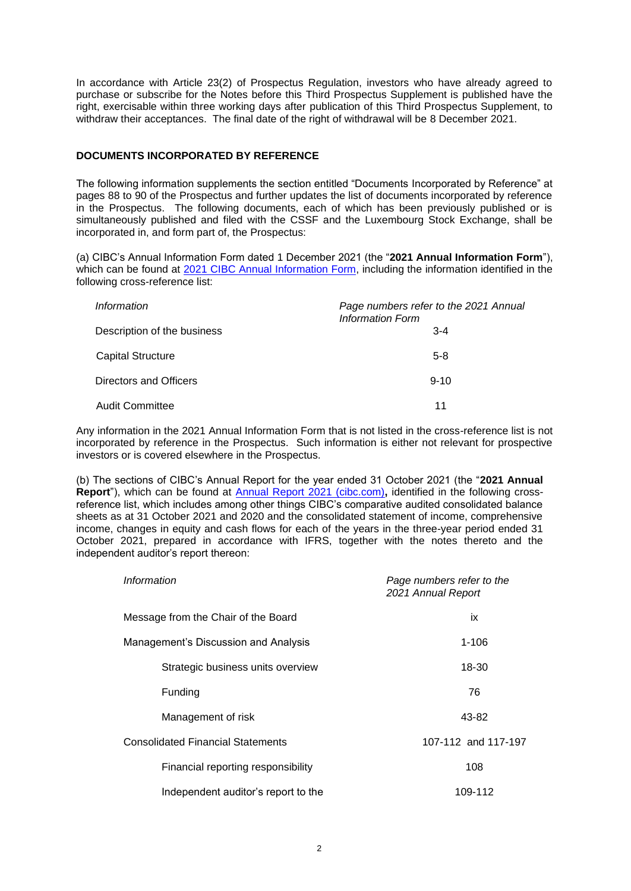In accordance with Article 23(2) of Prospectus Regulation, investors who have already agreed to purchase or subscribe for the Notes before this Third Prospectus Supplement is published have the right, exercisable within three working days after publication of this Third Prospectus Supplement, to withdraw their acceptances. The final date of the right of withdrawal will be 8 December 2021.

## DOCUMENTS INCORPORATED BY REFERENCE

The following information supplements the section entitled "Documents Incorporated by Reference" at pages 88 to 90 of the Prospectus and further updates the list of documents incorporated by reference in the Prospectus. The following documents, each of which has been previously published or is simultaneously published and filed with the CSSF and the Luxembourg Stock Exchange, shall be incorporated in, and form part of, the Prospectus:

(a) CIBC's Annual Information Form dated 1 December 2021 (the "**2021 Annual Information Form**"), which can be found at [2021 CIBC Annual Information Form], including the information identified in the following cross-reference list:

| *Information* | *Page numbers refer to the 2021 Annual Information Form* |
|---|---|
| Description of the business | 3-4 |
| Capital Structure | 5-8 |
| Directors and Officers | 9-10 |
| Audit Committee | 11 |

Any information in the 2021 Annual Information Form that is not listed in the cross-reference list is not incorporated by reference in the Prospectus. Such information is either not relevant for prospective investors or is covered elsewhere in the Prospectus.

(b) The sections of CIBC's Annual Report for the year ended 31 October 2021 (the "**2021 Annual Report**"), which can be found at [Annual Report 2021 (cibc.com)]**,** identified in the following cross-reference list, which includes among other things CIBC's comparative audited consolidated balance sheets as at 31 October 2021 and 2020 and the consolidated statement of income, comprehensive income, changes in equity and cash flows for each of the years in the three-year period ended 31 October 2021, prepared in accordance with IFRS, together with the notes thereto and the independent auditor's report thereon:

| *Information* | *Page numbers refer to the 2021 Annual Report* |
|---|---|
| Message from the Chair of the Board | ix |
| Management's Discussion and Analysis | 1-106 |
| Strategic business units overview | 18-30 |
| Funding | 76 |
| Management of risk | 43-82 |
| Consolidated Financial Statements | 107-112 and 117-197 |
| Financial reporting responsibility | 108 |
| Independent auditor's report to the | 109-112 |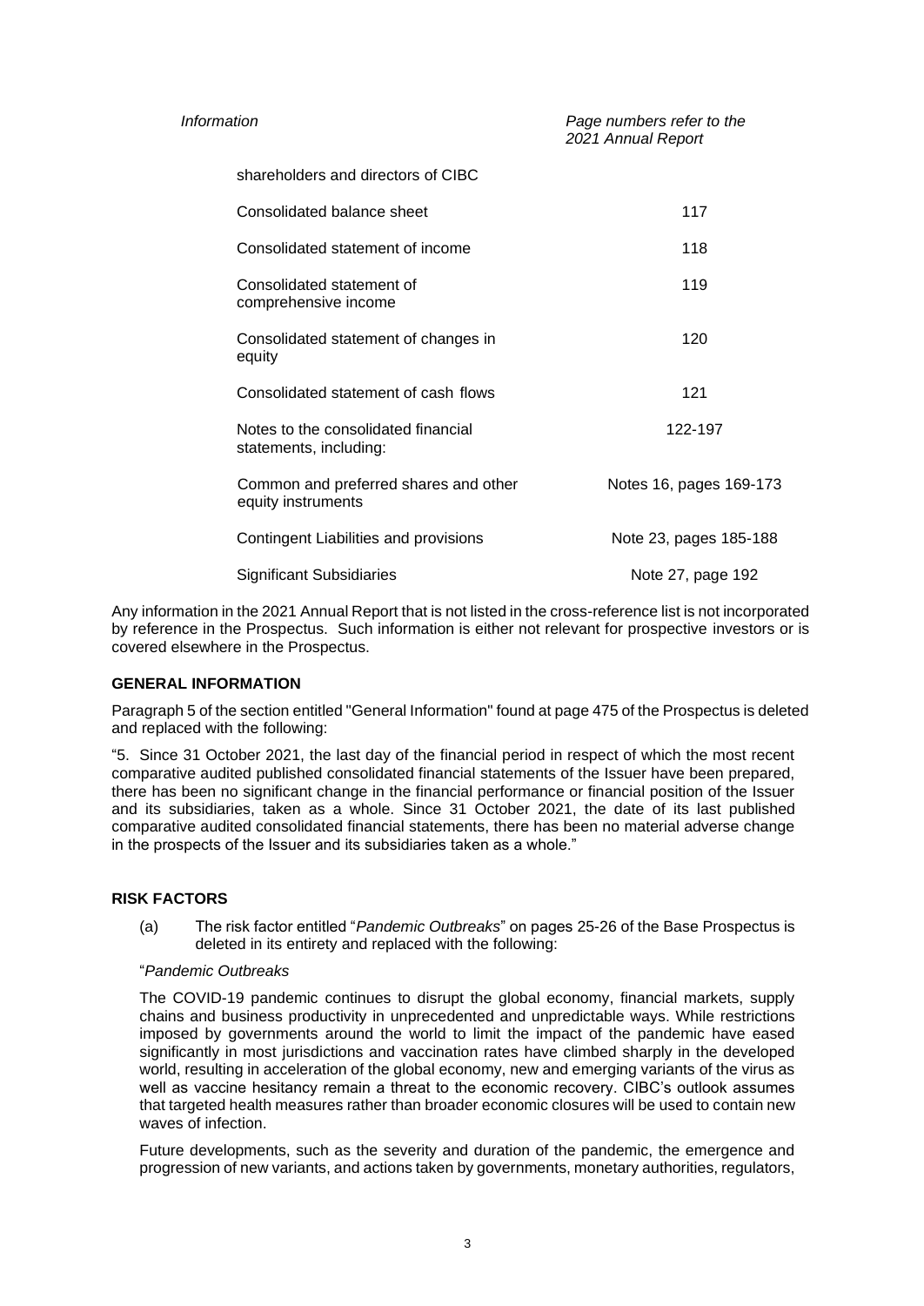| *Information* | *Page numbers refer to the 2021 Annual Report* |
|---|---|
| shareholders and directors of CIBC | |
| Consolidated balance sheet | 117 |
| Consolidated statement of income | 118 |
| Consolidated statement of comprehensive income | 119 |
| Consolidated statement of changes in equity | 120 |
| Consolidated statement of cash flows | 121 |
| Notes to the consolidated financial statements, including: | 122-197 |
| Common and preferred shares and other equity instruments | Notes 16, pages 169-173 |
| Contingent Liabilities and provisions | Note 23, pages 185-188 |
| Significant Subsidiaries | Note 27, page 192 |

Any information in the 2021 Annual Report that is not listed in the cross-reference list is not incorporated by reference in the Prospectus. Such information is either not relevant for prospective investors or is covered elsewhere in the Prospectus.

## GENERAL INFORMATION

Paragraph 5 of the section entitled "General Information" found at page 475 of the Prospectus is deleted and replaced with the following:

"5. Since 31 October 2021, the last day of the financial period in respect of which the most recent comparative audited published consolidated financial statements of the Issuer have been prepared, there has been no significant change in the financial performance or financial position of the Issuer and its subsidiaries, taken as a whole. Since 31 October 2021, the date of its last published comparative audited consolidated financial statements, there has been no material adverse change in the prospects of the Issuer and its subsidiaries taken as a whole."

## RISK FACTORS

(a) The risk factor entitled "*Pandemic Outbreaks*" on pages 25-26 of the Base Prospectus is deleted in its entirety and replaced with the following:

"*Pandemic Outbreaks*

The COVID-19 pandemic continues to disrupt the global economy, financial markets, supply chains and business productivity in unprecedented and unpredictable ways. While restrictions imposed by governments around the world to limit the impact of the pandemic have eased significantly in most jurisdictions and vaccination rates have climbed sharply in the developed world, resulting in acceleration of the global economy, new and emerging variants of the virus as well as vaccine hesitancy remain a threat to the economic recovery. CIBC's outlook assumes that targeted health measures rather than broader economic closures will be used to contain new waves of infection.

Future developments, such as the severity and duration of the pandemic, the emergence and progression of new variants, and actions taken by governments, monetary authorities, regulators,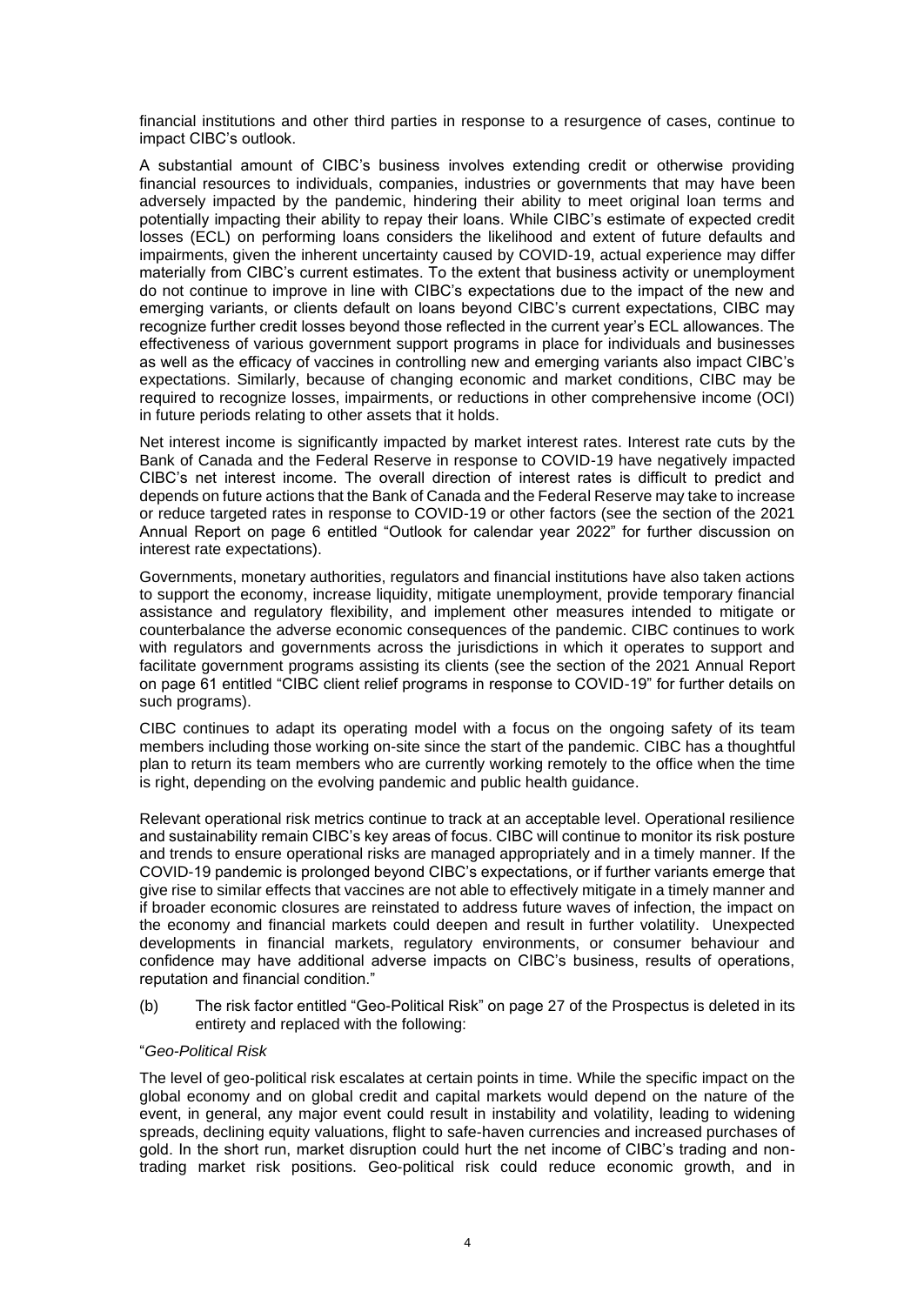financial institutions and other third parties in response to a resurgence of cases, continue to impact CIBC's outlook.

A substantial amount of CIBC's business involves extending credit or otherwise providing financial resources to individuals, companies, industries or governments that may have been adversely impacted by the pandemic, hindering their ability to meet original loan terms and potentially impacting their ability to repay their loans. While CIBC's estimate of expected credit losses (ECL) on performing loans considers the likelihood and extent of future defaults and impairments, given the inherent uncertainty caused by COVID-19, actual experience may differ materially from CIBC's current estimates. To the extent that business activity or unemployment do not continue to improve in line with CIBC's expectations due to the impact of the new and emerging variants, or clients default on loans beyond CIBC's current expectations, CIBC may recognize further credit losses beyond those reflected in the current year's ECL allowances. The effectiveness of various government support programs in place for individuals and businesses as well as the efficacy of vaccines in controlling new and emerging variants also impact CIBC's expectations. Similarly, because of changing economic and market conditions, CIBC may be required to recognize losses, impairments, or reductions in other comprehensive income (OCI) in future periods relating to other assets that it holds.

Net interest income is significantly impacted by market interest rates. Interest rate cuts by the Bank of Canada and the Federal Reserve in response to COVID-19 have negatively impacted CIBC's net interest income. The overall direction of interest rates is difficult to predict and depends on future actions that the Bank of Canada and the Federal Reserve may take to increase or reduce targeted rates in response to COVID-19 or other factors (see the section of the 2021 Annual Report on page 6 entitled "Outlook for calendar year 2022" for further discussion on interest rate expectations).

Governments, monetary authorities, regulators and financial institutions have also taken actions to support the economy, increase liquidity, mitigate unemployment, provide temporary financial assistance and regulatory flexibility, and implement other measures intended to mitigate or counterbalance the adverse economic consequences of the pandemic. CIBC continues to work with regulators and governments across the jurisdictions in which it operates to support and facilitate government programs assisting its clients (see the section of the 2021 Annual Report on page 61 entitled "CIBC client relief programs in response to COVID-19" for further details on such programs).

CIBC continues to adapt its operating model with a focus on the ongoing safety of its team members including those working on-site since the start of the pandemic. CIBC has a thoughtful plan to return its team members who are currently working remotely to the office when the time is right, depending on the evolving pandemic and public health guidance.

Relevant operational risk metrics continue to track at an acceptable level. Operational resilience and sustainability remain CIBC's key areas of focus. CIBC will continue to monitor its risk posture and trends to ensure operational risks are managed appropriately and in a timely manner. If the COVID-19 pandemic is prolonged beyond CIBC's expectations, or if further variants emerge that give rise to similar effects that vaccines are not able to effectively mitigate in a timely manner and if broader economic closures are reinstated to address future waves of infection, the impact on the economy and financial markets could deepen and result in further volatility. Unexpected developments in financial markets, regulatory environments, or consumer behaviour and confidence may have additional adverse impacts on CIBC's business, results of operations, reputation and financial condition."

(b) The risk factor entitled "Geo-Political Risk" on page 27 of the Prospectus is deleted in its entirety and replaced with the following:

"*Geo-Political Risk*

The level of geo-political risk escalates at certain points in time. While the specific impact on the global economy and on global credit and capital markets would depend on the nature of the event, in general, any major event could result in instability and volatility, leading to widening spreads, declining equity valuations, flight to safe-haven currencies and increased purchases of gold. In the short run, market disruption could hurt the net income of CIBC's trading and non-trading market risk positions. Geo-political risk could reduce economic growth, and in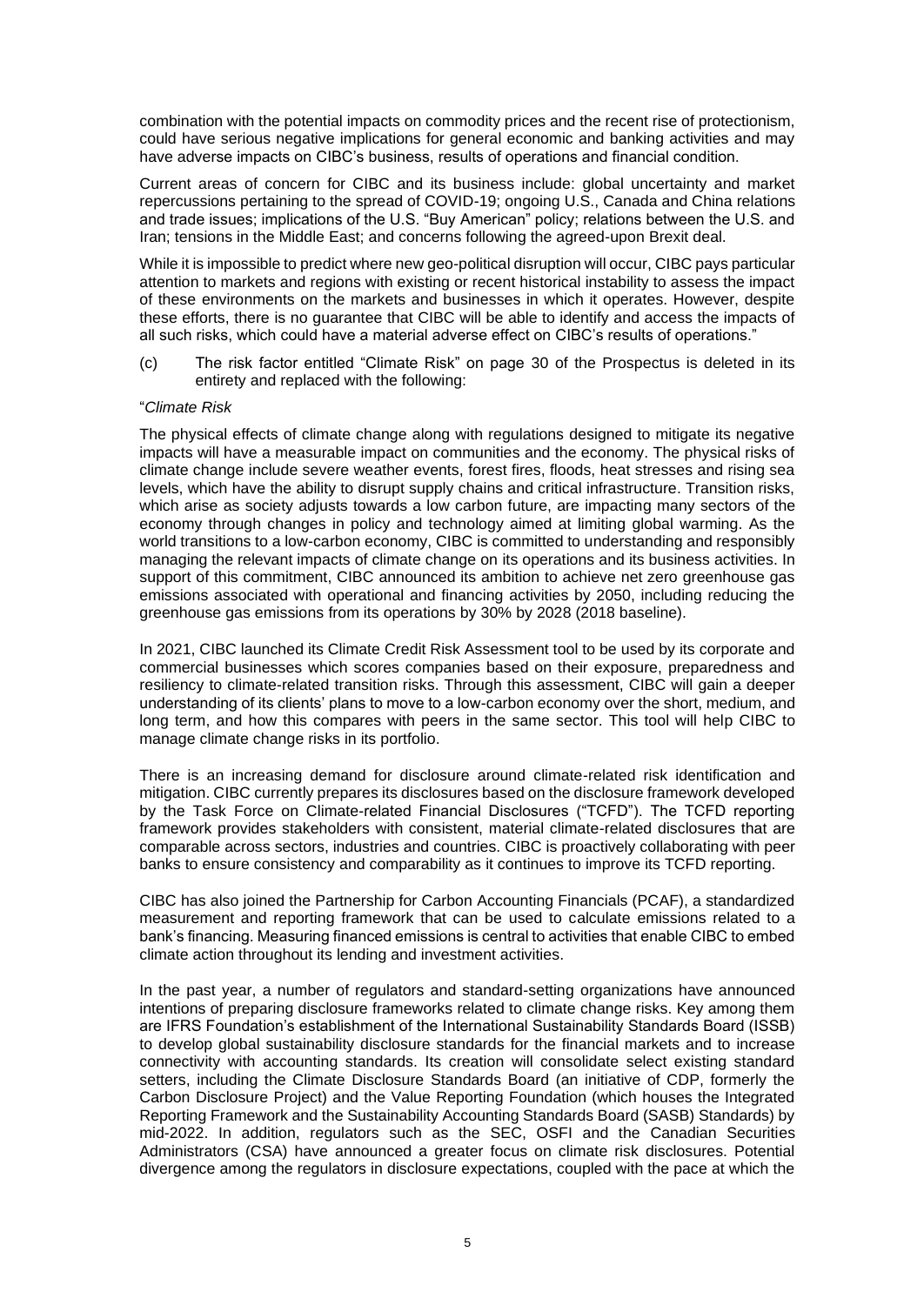combination with the potential impacts on commodity prices and the recent rise of protectionism, could have serious negative implications for general economic and banking activities and may have adverse impacts on CIBC's business, results of operations and financial condition.

Current areas of concern for CIBC and its business include: global uncertainty and market repercussions pertaining to the spread of COVID-19; ongoing U.S., Canada and China relations and trade issues; implications of the U.S. "Buy American" policy; relations between the U.S. and Iran; tensions in the Middle East; and concerns following the agreed-upon Brexit deal.

While it is impossible to predict where new geo-political disruption will occur, CIBC pays particular attention to markets and regions with existing or recent historical instability to assess the impact of these environments on the markets and businesses in which it operates. However, despite these efforts, there is no guarantee that CIBC will be able to identify and access the impacts of all such risks, which could have a material adverse effect on CIBC's results of operations."

(c) The risk factor entitled "Climate Risk" on page 30 of the Prospectus is deleted in its entirety and replaced with the following:

"*Climate Risk*

The physical effects of climate change along with regulations designed to mitigate its negative impacts will have a measurable impact on communities and the economy. The physical risks of climate change include severe weather events, forest fires, floods, heat stresses and rising sea levels, which have the ability to disrupt supply chains and critical infrastructure. Transition risks, which arise as society adjusts towards a low carbon future, are impacting many sectors of the economy through changes in policy and technology aimed at limiting global warming. As the world transitions to a low-carbon economy, CIBC is committed to understanding and responsibly managing the relevant impacts of climate change on its operations and its business activities. In support of this commitment, CIBC announced its ambition to achieve net zero greenhouse gas emissions associated with operational and financing activities by 2050, including reducing the greenhouse gas emissions from its operations by 30% by 2028 (2018 baseline).

In 2021, CIBC launched its Climate Credit Risk Assessment tool to be used by its corporate and commercial businesses which scores companies based on their exposure, preparedness and resiliency to climate-related transition risks. Through this assessment, CIBC will gain a deeper understanding of its clients' plans to move to a low-carbon economy over the short, medium, and long term, and how this compares with peers in the same sector. This tool will help CIBC to manage climate change risks in its portfolio.

There is an increasing demand for disclosure around climate-related risk identification and mitigation. CIBC currently prepares its disclosures based on the disclosure framework developed by the Task Force on Climate-related Financial Disclosures ("TCFD"). The TCFD reporting framework provides stakeholders with consistent, material climate-related disclosures that are comparable across sectors, industries and countries. CIBC is proactively collaborating with peer banks to ensure consistency and comparability as it continues to improve its TCFD reporting.

CIBC has also joined the Partnership for Carbon Accounting Financials (PCAF), a standardized measurement and reporting framework that can be used to calculate emissions related to a bank's financing. Measuring financed emissions is central to activities that enable CIBC to embed climate action throughout its lending and investment activities.

In the past year, a number of regulators and standard-setting organizations have announced intentions of preparing disclosure frameworks related to climate change risks. Key among them are IFRS Foundation's establishment of the International Sustainability Standards Board (ISSB) to develop global sustainability disclosure standards for the financial markets and to increase connectivity with accounting standards. Its creation will consolidate select existing standard setters, including the Climate Disclosure Standards Board (an initiative of CDP, formerly the Carbon Disclosure Project) and the Value Reporting Foundation (which houses the Integrated Reporting Framework and the Sustainability Accounting Standards Board (SASB) Standards) by mid-2022. In addition, regulators such as the SEC, OSFI and the Canadian Securities Administrators (CSA) have announced a greater focus on climate risk disclosures. Potential divergence among the regulators in disclosure expectations, coupled with the pace at which the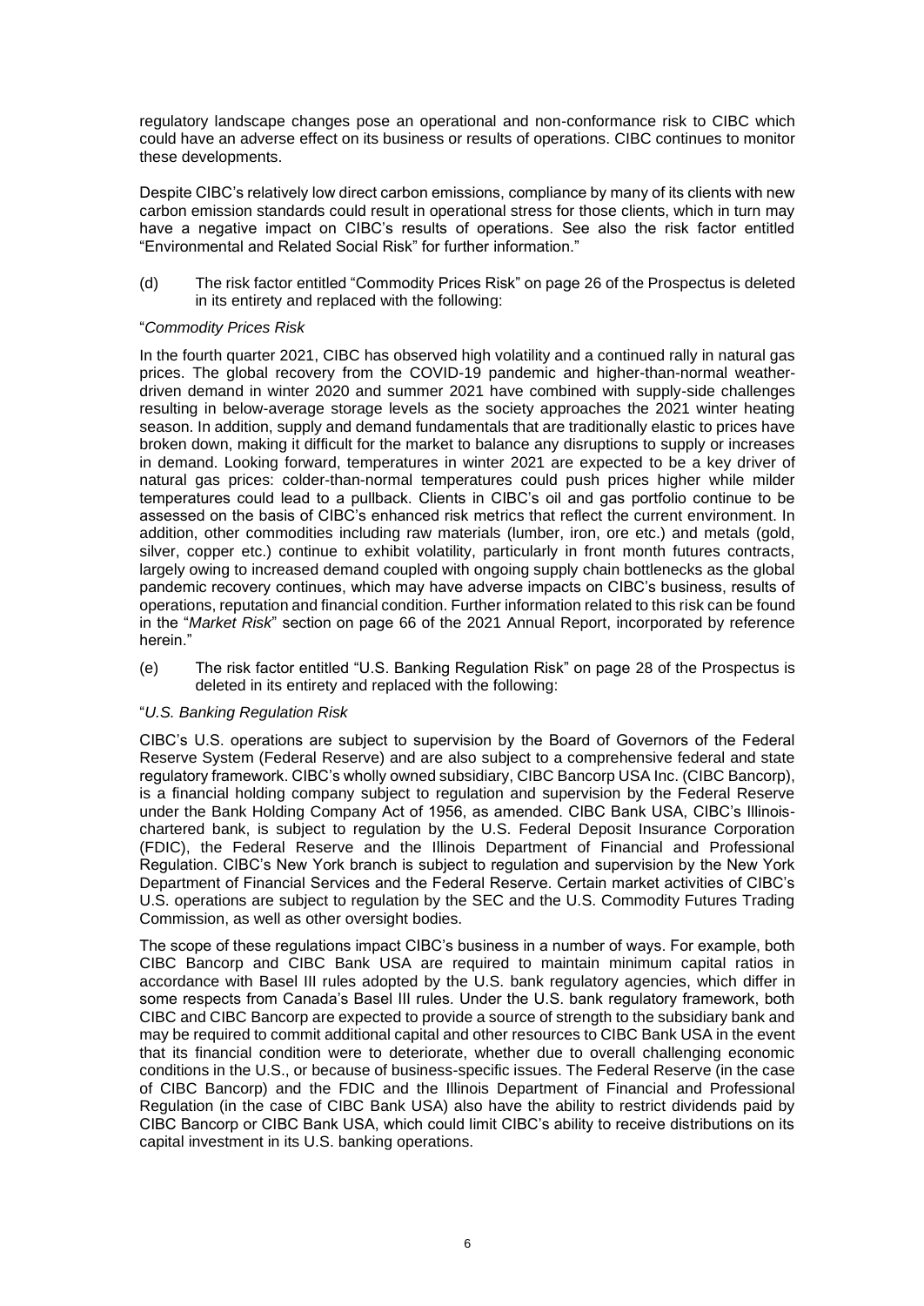regulatory landscape changes pose an operational and non-conformance risk to CIBC which could have an adverse effect on its business or results of operations. CIBC continues to monitor these developments.

Despite CIBC's relatively low direct carbon emissions, compliance by many of its clients with new carbon emission standards could result in operational stress for those clients, which in turn may have a negative impact on CIBC's results of operations. See also the risk factor entitled "Environmental and Related Social Risk" for further information."

(d) The risk factor entitled "Commodity Prices Risk" on page 26 of the Prospectus is deleted in its entirety and replaced with the following:

"*Commodity Prices Risk*

In the fourth quarter 2021, CIBC has observed high volatility and a continued rally in natural gas prices. The global recovery from the COVID-19 pandemic and higher-than-normal weather-driven demand in winter 2020 and summer 2021 have combined with supply-side challenges resulting in below-average storage levels as the society approaches the 2021 winter heating season. In addition, supply and demand fundamentals that are traditionally elastic to prices have broken down, making it difficult for the market to balance any disruptions to supply or increases in demand. Looking forward, temperatures in winter 2021 are expected to be a key driver of natural gas prices: colder-than-normal temperatures could push prices higher while milder temperatures could lead to a pullback. Clients in CIBC's oil and gas portfolio continue to be assessed on the basis of CIBC's enhanced risk metrics that reflect the current environment. In addition, other commodities including raw materials (lumber, iron, ore etc.) and metals (gold, silver, copper etc.) continue to exhibit volatility, particularly in front month futures contracts, largely owing to increased demand coupled with ongoing supply chain bottlenecks as the global pandemic recovery continues, which may have adverse impacts on CIBC's business, results of operations, reputation and financial condition. Further information related to this risk can be found in the "*Market Risk*" section on page 66 of the 2021 Annual Report, incorporated by reference herein."

(e) The risk factor entitled "U.S. Banking Regulation Risk" on page 28 of the Prospectus is deleted in its entirety and replaced with the following:

"*U.S. Banking Regulation Risk*

CIBC's U.S. operations are subject to supervision by the Board of Governors of the Federal Reserve System (Federal Reserve) and are also subject to a comprehensive federal and state regulatory framework. CIBC's wholly owned subsidiary, CIBC Bancorp USA Inc. (CIBC Bancorp), is a financial holding company subject to regulation and supervision by the Federal Reserve under the Bank Holding Company Act of 1956, as amended. CIBC Bank USA, CIBC's Illinois-chartered bank, is subject to regulation by the U.S. Federal Deposit Insurance Corporation (FDIC), the Federal Reserve and the Illinois Department of Financial and Professional Regulation. CIBC's New York branch is subject to regulation and supervision by the New York Department of Financial Services and the Federal Reserve. Certain market activities of CIBC's U.S. operations are subject to regulation by the SEC and the U.S. Commodity Futures Trading Commission, as well as other oversight bodies.

The scope of these regulations impact CIBC's business in a number of ways. For example, both CIBC Bancorp and CIBC Bank USA are required to maintain minimum capital ratios in accordance with Basel III rules adopted by the U.S. bank regulatory agencies, which differ in some respects from Canada's Basel III rules. Under the U.S. bank regulatory framework, both CIBC and CIBC Bancorp are expected to provide a source of strength to the subsidiary bank and may be required to commit additional capital and other resources to CIBC Bank USA in the event that its financial condition were to deteriorate, whether due to overall challenging economic conditions in the U.S., or because of business-specific issues. The Federal Reserve (in the case of CIBC Bancorp) and the FDIC and the Illinois Department of Financial and Professional Regulation (in the case of CIBC Bank USA) also have the ability to restrict dividends paid by CIBC Bancorp or CIBC Bank USA, which could limit CIBC's ability to receive distributions on its capital investment in its U.S. banking operations.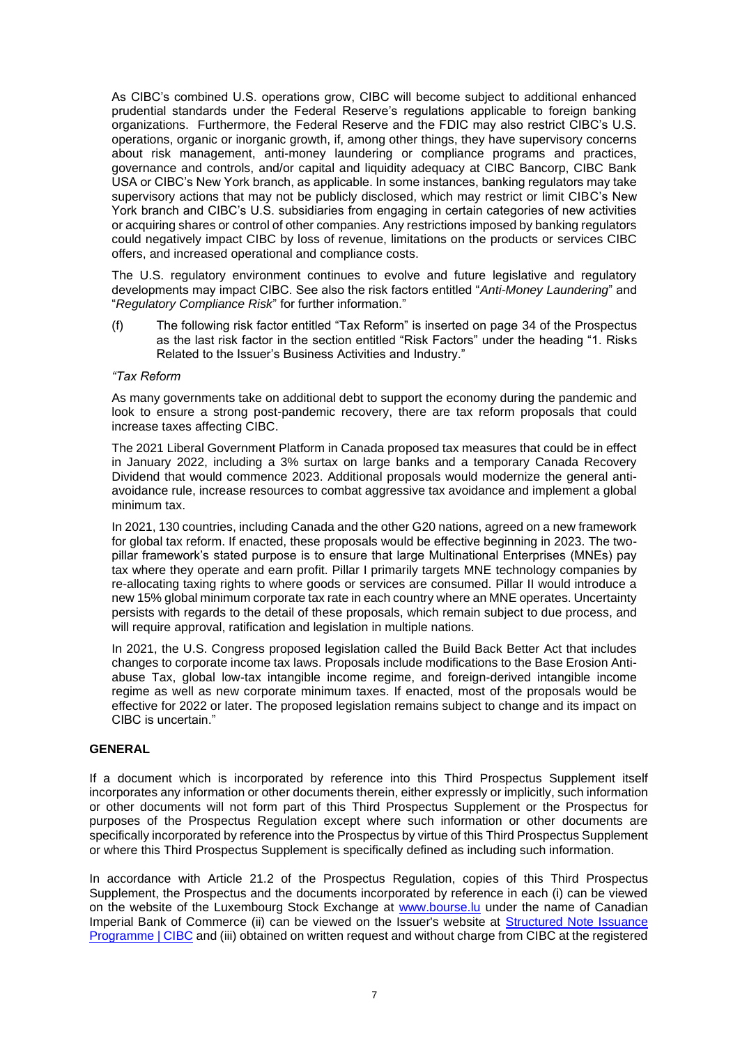As CIBC's combined U.S. operations grow, CIBC will become subject to additional enhanced prudential standards under the Federal Reserve's regulations applicable to foreign banking organizations. Furthermore, the Federal Reserve and the FDIC may also restrict CIBC's U.S. operations, organic or inorganic growth, if, among other things, they have supervisory concerns about risk management, anti-money laundering or compliance programs and practices, governance and controls, and/or capital and liquidity adequacy at CIBC Bancorp, CIBC Bank USA or CIBC's New York branch, as applicable. In some instances, banking regulators may take supervisory actions that may not be publicly disclosed, which may restrict or limit CIBC's New York branch and CIBC's U.S. subsidiaries from engaging in certain categories of new activities or acquiring shares or control of other companies. Any restrictions imposed by banking regulators could negatively impact CIBC by loss of revenue, limitations on the products or services CIBC offers, and increased operational and compliance costs.

The U.S. regulatory environment continues to evolve and future legislative and regulatory developments may impact CIBC. See also the risk factors entitled "*Anti-Money Laundering*" and "*Regulatory Compliance Risk*" for further information."

(f) The following risk factor entitled "Tax Reform" is inserted on page 34 of the Prospectus as the last risk factor in the section entitled "Risk Factors" under the heading "1. Risks Related to the Issuer's Business Activities and Industry."

*"Tax Reform*

As many governments take on additional debt to support the economy during the pandemic and look to ensure a strong post-pandemic recovery, there are tax reform proposals that could increase taxes affecting CIBC.

The 2021 Liberal Government Platform in Canada proposed tax measures that could be in effect in January 2022, including a 3% surtax on large banks and a temporary Canada Recovery Dividend that would commence 2023. Additional proposals would modernize the general anti-avoidance rule, increase resources to combat aggressive tax avoidance and implement a global minimum tax.

In 2021, 130 countries, including Canada and the other G20 nations, agreed on a new framework for global tax reform. If enacted, these proposals would be effective beginning in 2023. The two-pillar framework's stated purpose is to ensure that large Multinational Enterprises (MNEs) pay tax where they operate and earn profit. Pillar I primarily targets MNE technology companies by re-allocating taxing rights to where goods or services are consumed. Pillar II would introduce a new 15% global minimum corporate tax rate in each country where an MNE operates. Uncertainty persists with regards to the detail of these proposals, which remain subject to due process, and will require approval, ratification and legislation in multiple nations.

In 2021, the U.S. Congress proposed legislation called the Build Back Better Act that includes changes to corporate income tax laws. Proposals include modifications to the Base Erosion Anti-abuse Tax, global low-tax intangible income regime, and foreign-derived intangible income regime as well as new corporate minimum taxes. If enacted, most of the proposals would be effective for 2022 or later. The proposed legislation remains subject to change and its impact on CIBC is uncertain."

**GENERAL**

If a document which is incorporated by reference into this Third Prospectus Supplement itself incorporates any information or other documents therein, either expressly or implicitly, such information or other documents will not form part of this Third Prospectus Supplement or the Prospectus for purposes of the Prospectus Regulation except where such information or other documents are specifically incorporated by reference into the Prospectus by virtue of this Third Prospectus Supplement or where this Third Prospectus Supplement is specifically defined as including such information.

In accordance with Article 21.2 of the Prospectus Regulation, copies of this Third Prospectus Supplement, the Prospectus and the documents incorporated by reference in each (i) can be viewed on the website of the Luxembourg Stock Exchange at www.bourse.lu under the name of Canadian Imperial Bank of Commerce (ii) can be viewed on the Issuer's website at Structured Note Issuance Programme | CIBC and (iii) obtained on written request and without charge from CIBC at the registered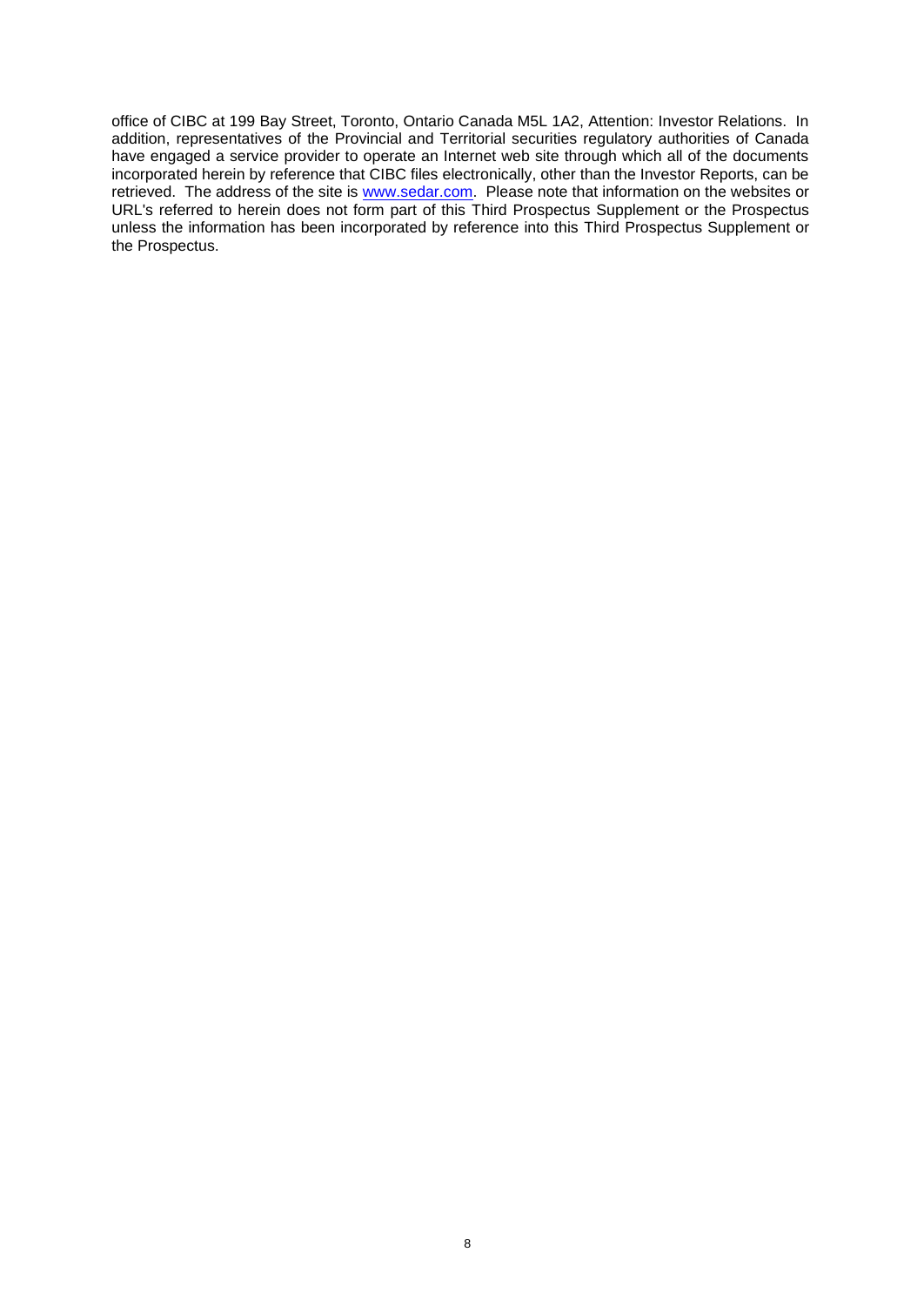office of CIBC at 199 Bay Street, Toronto, Ontario Canada M5L 1A2, Attention: Investor Relations. In addition, representatives of the Provincial and Territorial securities regulatory authorities of Canada have engaged a service provider to operate an Internet web site through which all of the documents incorporated herein by reference that CIBC files electronically, other than the Investor Reports, can be retrieved. The address of the site is www.sedar.com. Please note that information on the websites or URL's referred to herein does not form part of this Third Prospectus Supplement or the Prospectus unless the information has been incorporated by reference into this Third Prospectus Supplement or the Prospectus.